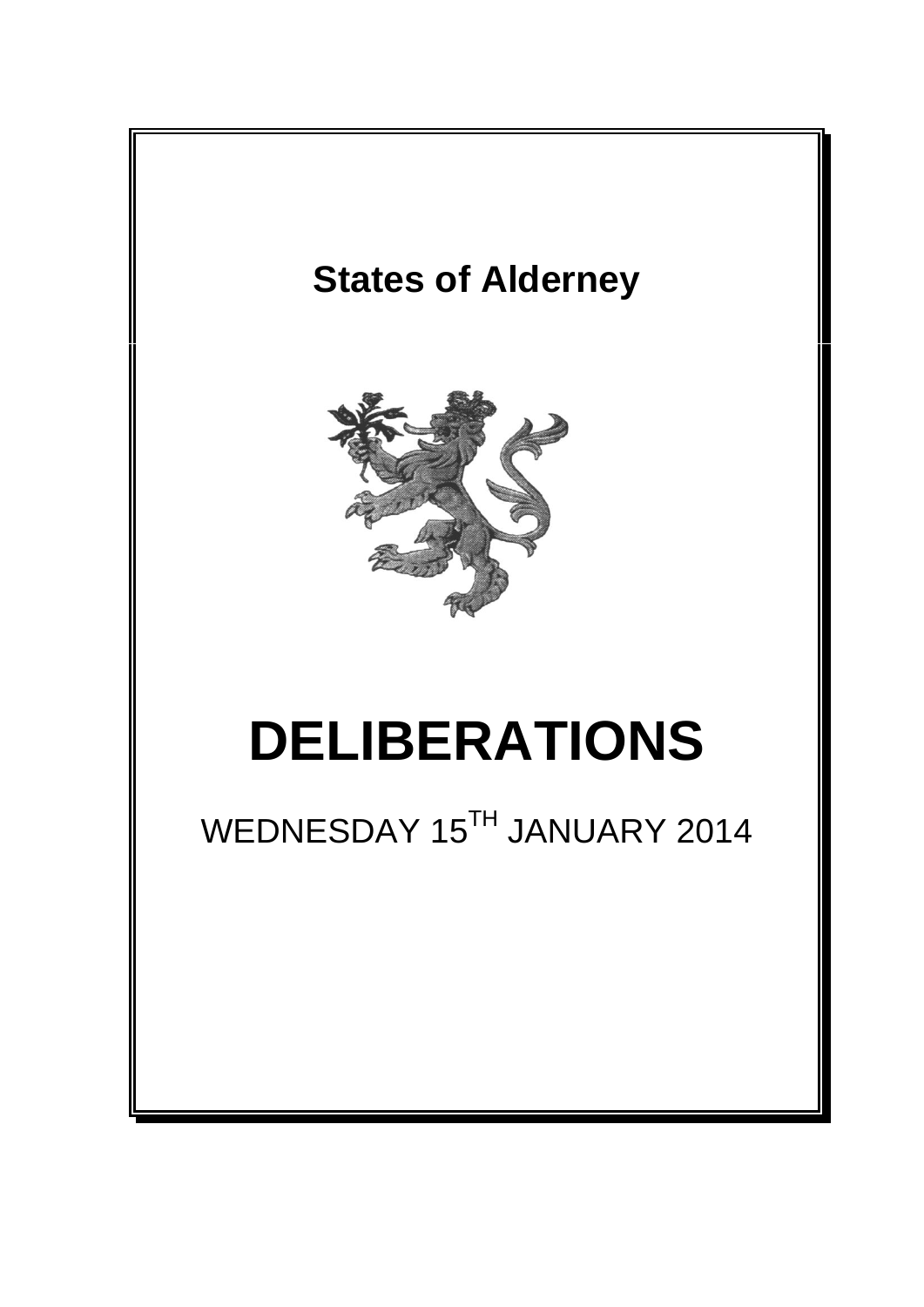# States of Alderney

# DELIBERATIONS

WEDNESDAY 15[TH] JANUARY 2014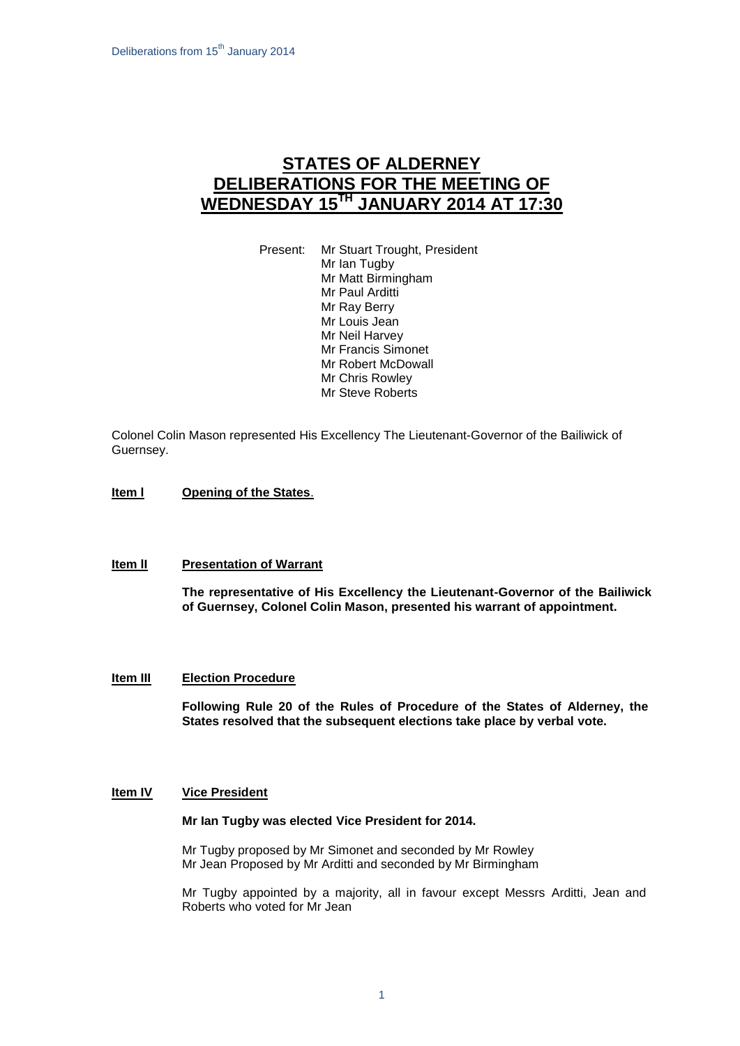# STATES OF ALDERNEY DELIBERATIONS FOR THE MEETING OF WEDNESDAY 15TH JANUARY 2014 AT 17:30

Present: Mr Stuart Trought, President
Mr Ian Tugby
Mr Matt Birmingham
Mr Paul Arditti
Mr Ray Berry
Mr Louis Jean
Mr Neil Harvey
Mr Francis Simonet
Mr Robert McDowall
Mr Chris Rowley
Mr Steve Roberts

Colonel Colin Mason represented His Excellency The Lieutenant-Governor of the Bailiwick of Guernsey.

**Item I** **Opening of the States.**

**Item II** **Presentation of Warrant**

**The representative of His Excellency the Lieutenant-Governor of the Bailiwick of Guernsey, Colonel Colin Mason, presented his warrant of appointment.**

**Item III** **Election Procedure**

**Following Rule 20 of the Rules of Procedure of the States of Alderney, the States resolved that the subsequent elections take place by verbal vote.**

**Item IV** **Vice President**

**Mr Ian Tugby was elected Vice President for 2014.**

Mr Tugby proposed by Mr Simonet and seconded by Mr Rowley
Mr Jean Proposed by Mr Arditti and seconded by Mr Birmingham

Mr Tugby appointed by a majority, all in favour except Messrs Arditti, Jean and Roberts who voted for Mr Jean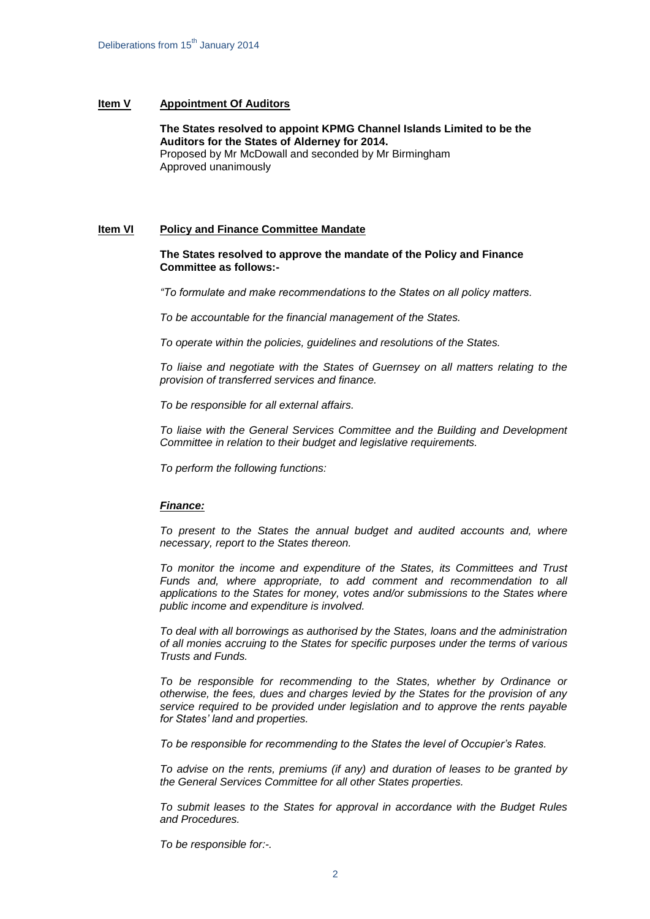**Item V** **Appointment Of Auditors**

**The States resolved to appoint KPMG Channel Islands Limited to be the Auditors for the States of Alderney for 2014.**
Proposed by Mr McDowall and seconded by Mr Birmingham
Approved unanimously

**Item VI** **Policy and Finance Committee Mandate**

**The States resolved to approve the mandate of the Policy and Finance Committee as follows:-**

*"To formulate and make recommendations to the States on all policy matters.*

*To be accountable for the financial management of the States.*

*To operate within the policies, guidelines and resolutions of the States.*

*To liaise and negotiate with the States of Guernsey on all matters relating to the provision of transferred services and finance.*

*To be responsible for all external affairs.*

*To liaise with the General Services Committee and the Building and Development Committee in relation to their budget and legislative requirements.*

*To perform the following functions:*

***Finance:***

*To present to the States the annual budget and audited accounts and, where necessary, report to the States thereon.*

*To monitor the income and expenditure of the States, its Committees and Trust Funds and, where appropriate, to add comment and recommendation to all applications to the States for money, votes and/or submissions to the States where public income and expenditure is involved.*

*To deal with all borrowings as authorised by the States, loans and the administration of all monies accruing to the States for specific purposes under the terms of various Trusts and Funds.*

*To be responsible for recommending to the States, whether by Ordinance or otherwise, the fees, dues and charges levied by the States for the provision of any service required to be provided under legislation and to approve the rents payable for States' land and properties.*

*To be responsible for recommending to the States the level of Occupier's Rates.*

*To advise on the rents, premiums (if any) and duration of leases to be granted by the General Services Committee for all other States properties.*

*To submit leases to the States for approval in accordance with the Budget Rules and Procedures.*

*To be responsible for:-.*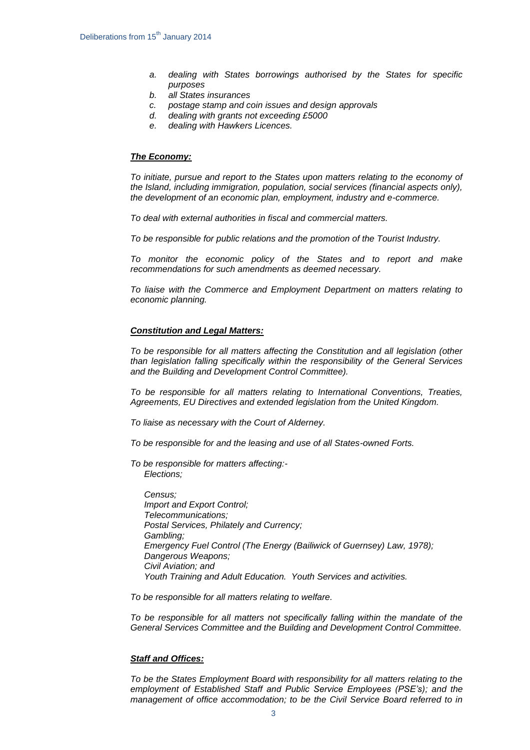- *a. dealing with States borrowings authorised by the States for specific purposes*
- *b. all States insurances*
- *c. postage stamp and coin issues and design approvals*
- *d. dealing with grants not exceeding £5000*
- *e. dealing with Hawkers Licences.*

***The Economy:***

*To initiate, pursue and report to the States upon matters relating to the economy of the Island, including immigration, population, social services (financial aspects only), the development of an economic plan, employment, industry and e-commerce.*

*To deal with external authorities in fiscal and commercial matters.*

*To be responsible for public relations and the promotion of the Tourist Industry.*

*To monitor the economic policy of the States and to report and make recommendations for such amendments as deemed necessary.*

*To liaise with the Commerce and Employment Department on matters relating to economic planning.*

***Constitution and Legal Matters:***

*To be responsible for all matters affecting the Constitution and all legislation (other than legislation falling specifically within the responsibility of the General Services and the Building and Development Control Committee).*

*To be responsible for all matters relating to International Conventions, Treaties, Agreements, EU Directives and extended legislation from the United Kingdom.*

*To liaise as necessary with the Court of Alderney.*

*To be responsible for and the leasing and use of all States-owned Forts.*

*To be responsible for matters affecting:-*
*Elections;*

*Census;*
*Import and Export Control;*
*Telecommunications;*
*Postal Services, Philately and Currency;*
*Gambling;*
*Emergency Fuel Control (The Energy (Bailiwick of Guernsey) Law, 1978);*
*Dangerous Weapons;*
*Civil Aviation; and*
*Youth Training and Adult Education. Youth Services and activities.*

*To be responsible for all matters relating to welfare.*

*To be responsible for all matters not specifically falling within the mandate of the General Services Committee and the Building and Development Control Committee.*

***Staff and Offices:***

*To be the States Employment Board with responsibility for all matters relating to the employment of Established Staff and Public Service Employees (PSE's); and the management of office accommodation; to be the Civil Service Board referred to in*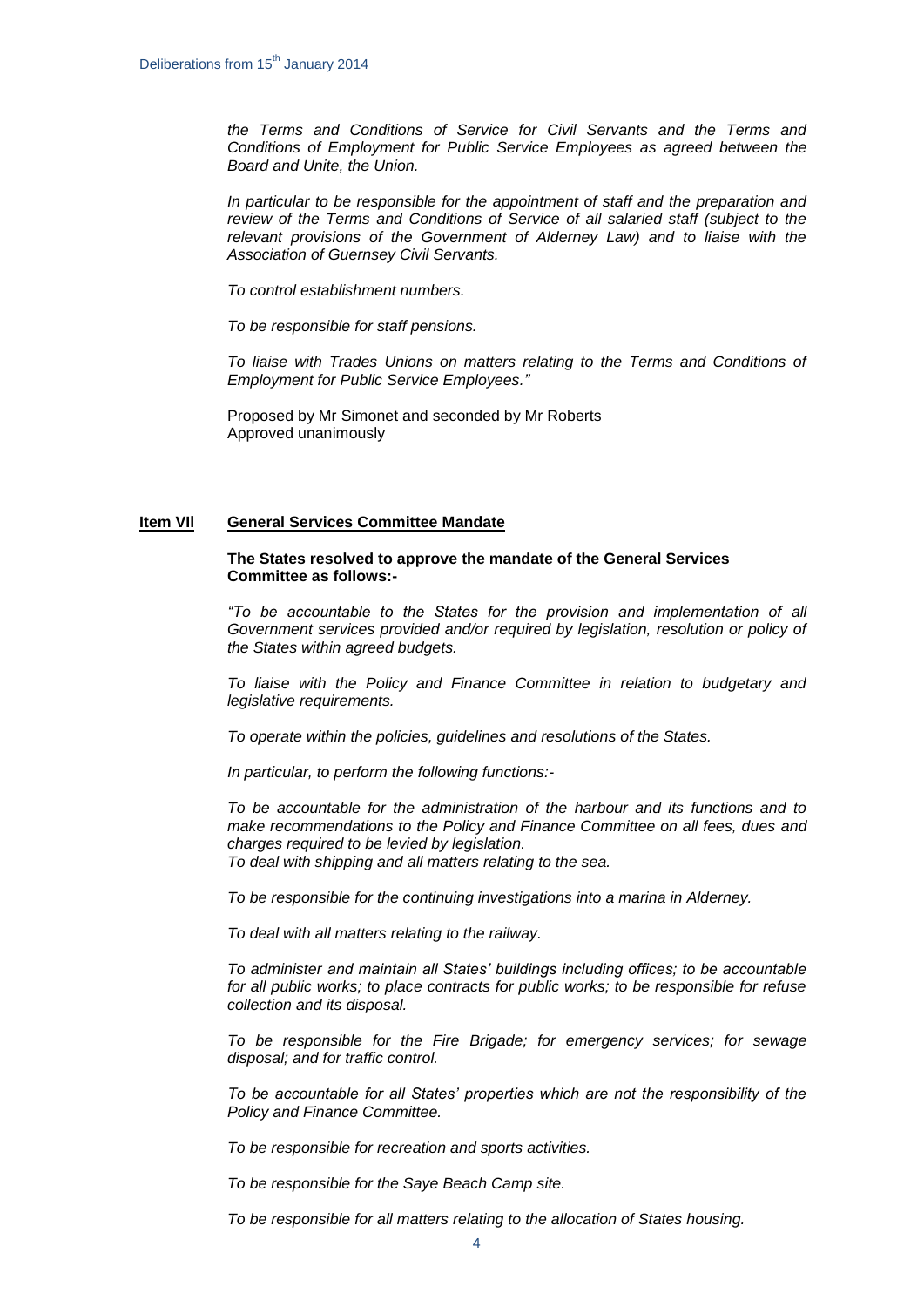*the Terms and Conditions of Service for Civil Servants and the Terms and Conditions of Employment for Public Service Employees as agreed between the Board and Unite, the Union.*

*In particular to be responsible for the appointment of staff and the preparation and review of the Terms and Conditions of Service of all salaried staff (subject to the relevant provisions of the Government of Alderney Law) and to liaise with the Association of Guernsey Civil Servants.*

*To control establishment numbers.*

*To be responsible for staff pensions.*

*To liaise with Trades Unions on matters relating to the Terms and Conditions of Employment for Public Service Employees."*

Proposed by Mr Simonet and seconded by Mr Roberts
Approved unanimously

## Item VII General Services Committee Mandate

**The States resolved to approve the mandate of the General Services Committee as follows:-**

*"To be accountable to the States for the provision and implementation of all Government services provided and/or required by legislation, resolution or policy of the States within agreed budgets.*

*To liaise with the Policy and Finance Committee in relation to budgetary and legislative requirements.*

*To operate within the policies, guidelines and resolutions of the States.*

*In particular, to perform the following functions:-*

*To be accountable for the administration of the harbour and its functions and to make recommendations to the Policy and Finance Committee on all fees, dues and charges required to be levied by legislation.*
*To deal with shipping and all matters relating to the sea.*

*To be responsible for the continuing investigations into a marina in Alderney.*

*To deal with all matters relating to the railway.*

*To administer and maintain all States' buildings including offices; to be accountable for all public works; to place contracts for public works; to be responsible for refuse collection and its disposal.*

*To be responsible for the Fire Brigade; for emergency services; for sewage disposal; and for traffic control.*

*To be accountable for all States' properties which are not the responsibility of the Policy and Finance Committee.*

*To be responsible for recreation and sports activities.*

*To be responsible for the Saye Beach Camp site.*

*To be responsible for all matters relating to the allocation of States housing.*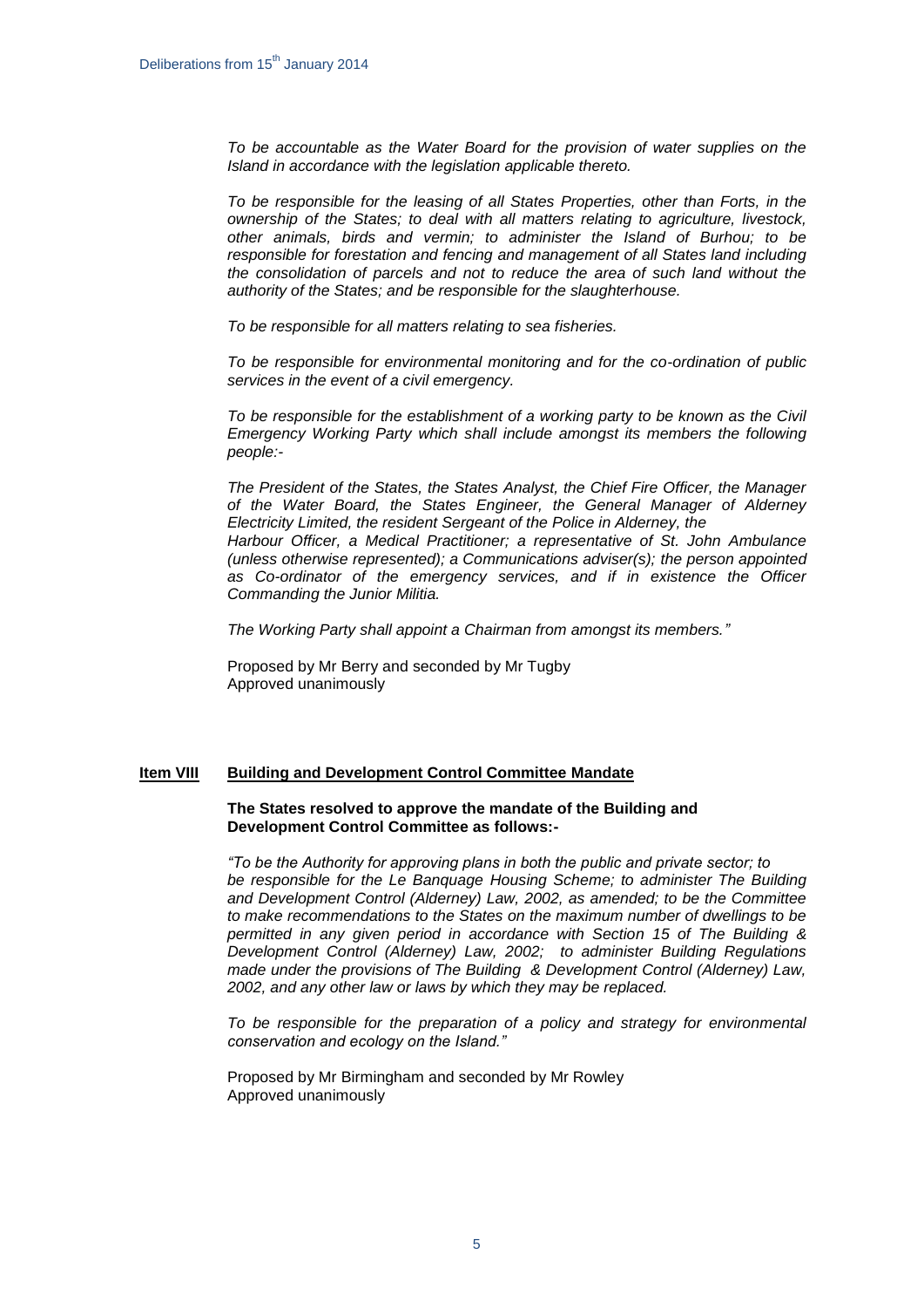*To be accountable as the Water Board for the provision of water supplies on the Island in accordance with the legislation applicable thereto.*

*To be responsible for the leasing of all States Properties, other than Forts, in the ownership of the States; to deal with all matters relating to agriculture, livestock, other animals, birds and vermin; to administer the Island of Burhou; to be responsible for forestation and fencing and management of all States land including the consolidation of parcels and not to reduce the area of such land without the authority of the States; and be responsible for the slaughterhouse.*

*To be responsible for all matters relating to sea fisheries.*

*To be responsible for environmental monitoring and for the co-ordination of public services in the event of a civil emergency.*

*To be responsible for the establishment of a working party to be known as the Civil Emergency Working Party which shall include amongst its members the following people:-*

*The President of the States, the States Analyst, the Chief Fire Officer, the Manager of the Water Board, the States Engineer, the General Manager of Alderney Electricity Limited, the resident Sergeant of the Police in Alderney, the Harbour Officer, a Medical Practitioner; a representative of St. John Ambulance (unless otherwise represented); a Communications adviser(s); the person appointed as Co-ordinator of the emergency services, and if in existence the Officer Commanding the Junior Militia.*

*The Working Party shall appoint a Chairman from amongst its members."*

Proposed by Mr Berry and seconded by Mr Tugby
Approved unanimously

## Item VIII Building and Development Control Committee Mandate

**The States resolved to approve the mandate of the Building and Development Control Committee as follows:-**

*"To be the Authority for approving plans in both the public and private sector; to be responsible for the Le Banquage Housing Scheme; to administer The Building and Development Control (Alderney) Law, 2002, as amended; to be the Committee to make recommendations to the States on the maximum number of dwellings to be permitted in any given period in accordance with Section 15 of The Building & Development Control (Alderney) Law, 2002; to administer Building Regulations made under the provisions of The Building & Development Control (Alderney) Law, 2002, and any other law or laws by which they may be replaced.*

*To be responsible for the preparation of a policy and strategy for environmental conservation and ecology on the Island."*

Proposed by Mr Birmingham and seconded by Mr Rowley
Approved unanimously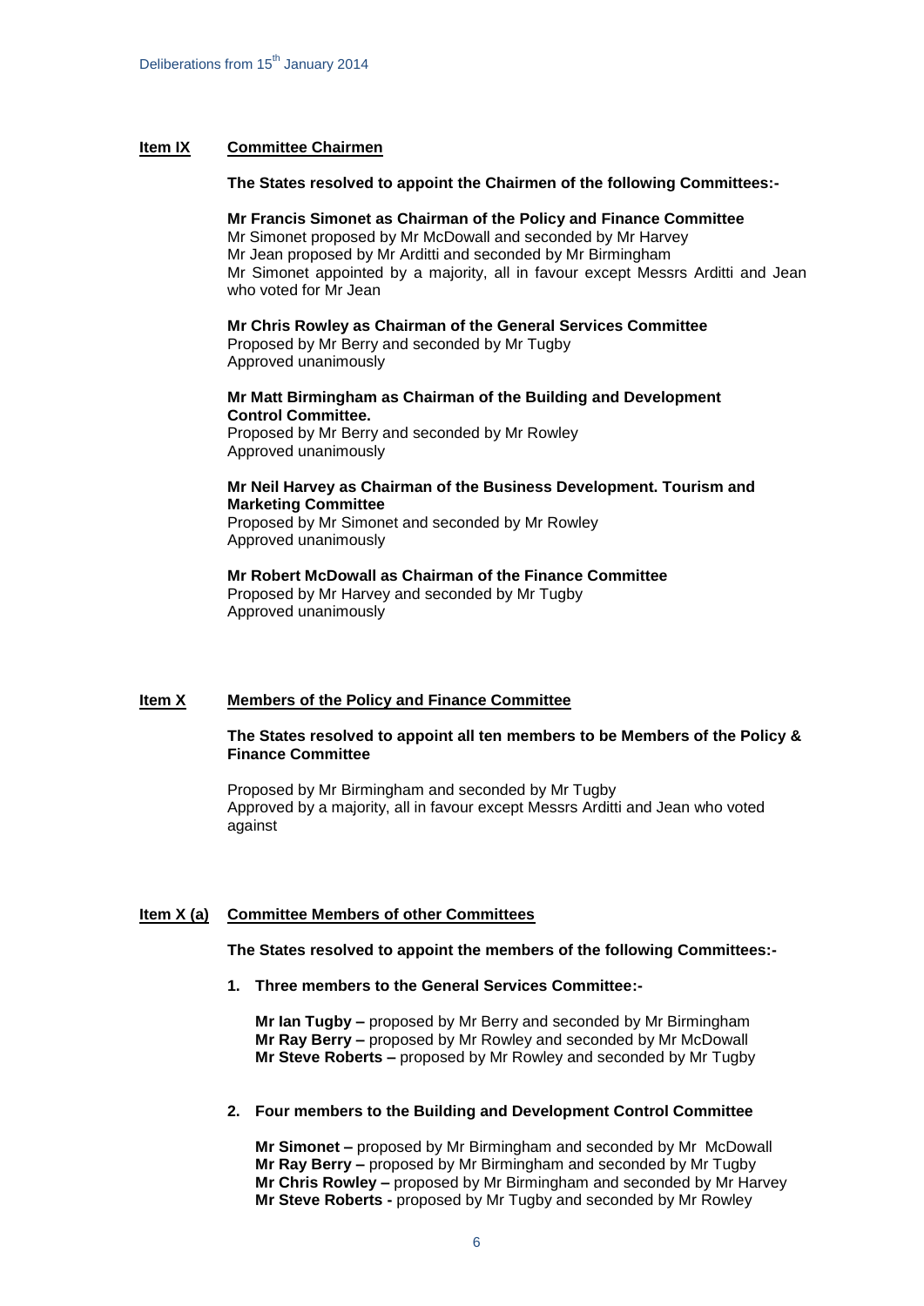## **Item IX** Committee Chairmen

**The States resolved to appoint the Chairmen of the following Committees:-**

**Mr Francis Simonet as Chairman of the Policy and Finance Committee**
Mr Simonet proposed by Mr McDowall and seconded by Mr Harvey
Mr Jean proposed by Mr Arditti and seconded by Mr Birmingham
Mr Simonet appointed by a majority, all in favour except Messrs Arditti and Jean who voted for Mr Jean

**Mr Chris Rowley as Chairman of the General Services Committee**
Proposed by Mr Berry and seconded by Mr Tugby
Approved unanimously

**Mr Matt Birmingham as Chairman of the Building and Development Control Committee.**
Proposed by Mr Berry and seconded by Mr Rowley
Approved unanimously

**Mr Neil Harvey as Chairman of the Business Development. Tourism and Marketing Committee**
Proposed by Mr Simonet and seconded by Mr Rowley
Approved unanimously

**Mr Robert McDowall as Chairman of the Finance Committee**
Proposed by Mr Harvey and seconded by Mr Tugby
Approved unanimously

## **Item X** Members of the Policy and Finance Committee

**The States resolved to appoint all ten members to be Members of the Policy & Finance Committee**

Proposed by Mr Birmingham and seconded by Mr Tugby
Approved by a majority, all in favour except Messrs Arditti and Jean who voted against

## **Item X (a)** Committee Members of other Committees

**The States resolved to appoint the members of the following Committees:-**

1. **Three members to the General Services Committee:-**

   **Mr Ian Tugby –** proposed by Mr Berry and seconded by Mr Birmingham
   **Mr Ray Berry –** proposed by Mr Rowley and seconded by Mr McDowall
   **Mr Steve Roberts –** proposed by Mr Rowley and seconded by Mr Tugby

2. **Four members to the Building and Development Control Committee**

   **Mr Simonet –** proposed by Mr Birmingham and seconded by Mr McDowall
   **Mr Ray Berry –** proposed by Mr Birmingham and seconded by Mr Tugby
   **Mr Chris Rowley –** proposed by Mr Birmingham and seconded by Mr Harvey
   **Mr Steve Roberts -** proposed by Mr Tugby and seconded by Mr Rowley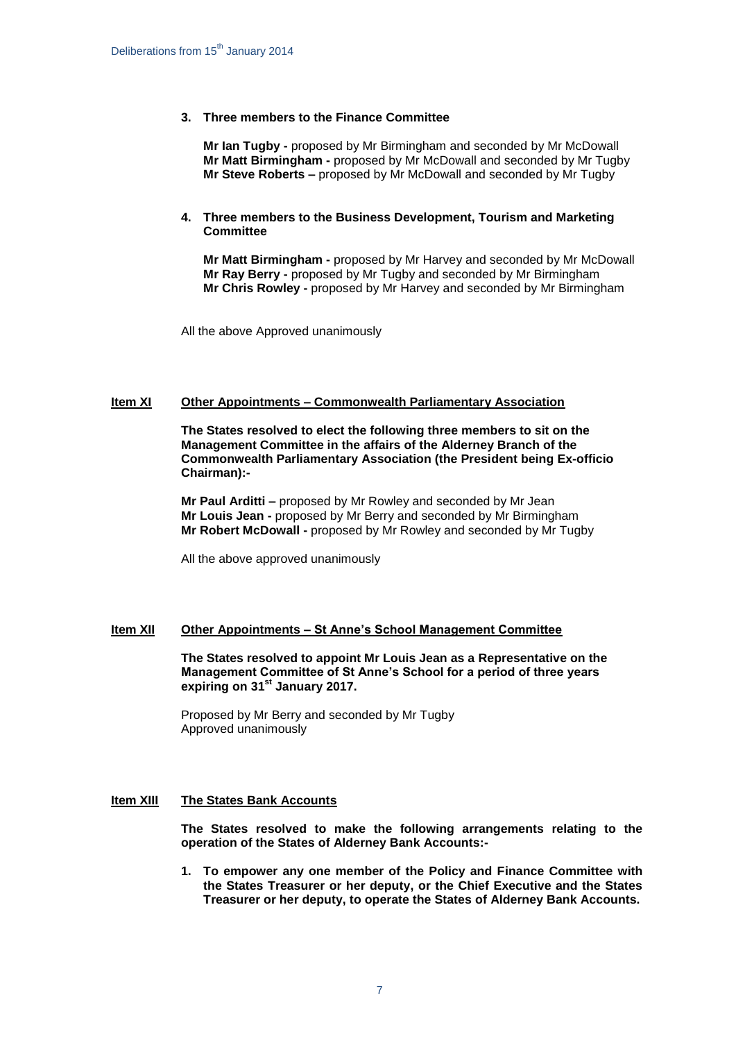**3. Three members to the Finance Committee**

**Mr Ian Tugby -** proposed by Mr Birmingham and seconded by Mr McDowall
**Mr Matt Birmingham -** proposed by Mr McDowall and seconded by Mr Tugby
**Mr Steve Roberts –** proposed by Mr McDowall and seconded by Mr Tugby

**4. Three members to the Business Development, Tourism and Marketing Committee**

**Mr Matt Birmingham -** proposed by Mr Harvey and seconded by Mr McDowall
**Mr Ray Berry -** proposed by Mr Tugby and seconded by Mr Birmingham
**Mr Chris Rowley -** proposed by Mr Harvey and seconded by Mr Birmingham

All the above Approved unanimously

**Item XI** **Other Appointments – Commonwealth Parliamentary Association**

**The States resolved to elect the following three members to sit on the Management Committee in the affairs of the Alderney Branch of the Commonwealth Parliamentary Association (the President being Ex-officio Chairman):-**

**Mr Paul Arditti –** proposed by Mr Rowley and seconded by Mr Jean
**Mr Louis Jean -** proposed by Mr Berry and seconded by Mr Birmingham
**Mr Robert McDowall -** proposed by Mr Rowley and seconded by Mr Tugby

All the above approved unanimously

**Item XII** **Other Appointments – St Anne's School Management Committee**

**The States resolved to appoint Mr Louis Jean as a Representative on the Management Committee of St Anne's School for a period of three years expiring on 31st January 2017.**

Proposed by Mr Berry and seconded by Mr Tugby
Approved unanimously

**Item XIII** **The States Bank Accounts**

**The States resolved to make the following arrangements relating to the operation of the States of Alderney Bank Accounts:-**

1. **To empower any one member of the Policy and Finance Committee with the States Treasurer or her deputy, or the Chief Executive and the States Treasurer or her deputy, to operate the States of Alderney Bank Accounts.**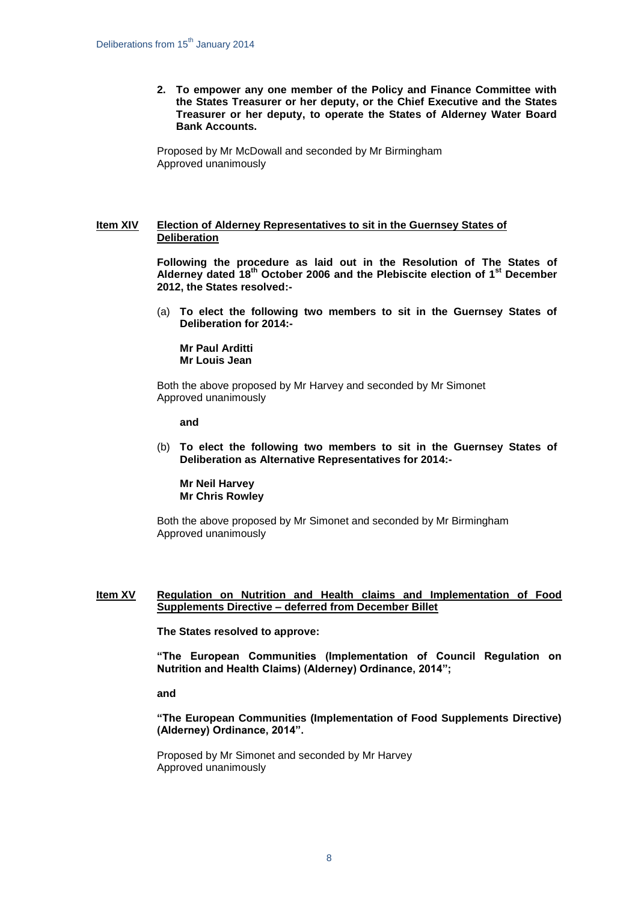**2. To empower any one member of the Policy and Finance Committee with the States Treasurer or her deputy, or the Chief Executive and the States Treasurer or her deputy, to operate the States of Alderney Water Board Bank Accounts.**

Proposed by Mr McDowall and seconded by Mr Birmingham
Approved unanimously

**Item XIV** **Election of Alderney Representatives to sit in the Guernsey States of Deliberation**

**Following the procedure as laid out in the Resolution of The States of Alderney dated 18th October 2006 and the Plebiscite election of 1st December 2012, the States resolved:-**

(a) **To elect the following two members to sit in the Guernsey States of Deliberation for 2014:-**

**Mr Paul Arditti**
**Mr Louis Jean**

Both the above proposed by Mr Harvey and seconded by Mr Simonet
Approved unanimously

**and**

(b) **To elect the following two members to sit in the Guernsey States of Deliberation as Alternative Representatives for 2014:-**

**Mr Neil Harvey**
**Mr Chris Rowley**

Both the above proposed by Mr Simonet and seconded by Mr Birmingham
Approved unanimously

**Item XV** **Regulation on Nutrition and Health claims and Implementation of Food Supplements Directive – deferred from December Billet**

**The States resolved to approve:**

**"The European Communities (Implementation of Council Regulation on Nutrition and Health Claims) (Alderney) Ordinance, 2014";**

**and**

**"The European Communities (Implementation of Food Supplements Directive) (Alderney) Ordinance, 2014".**

Proposed by Mr Simonet and seconded by Mr Harvey
Approved unanimously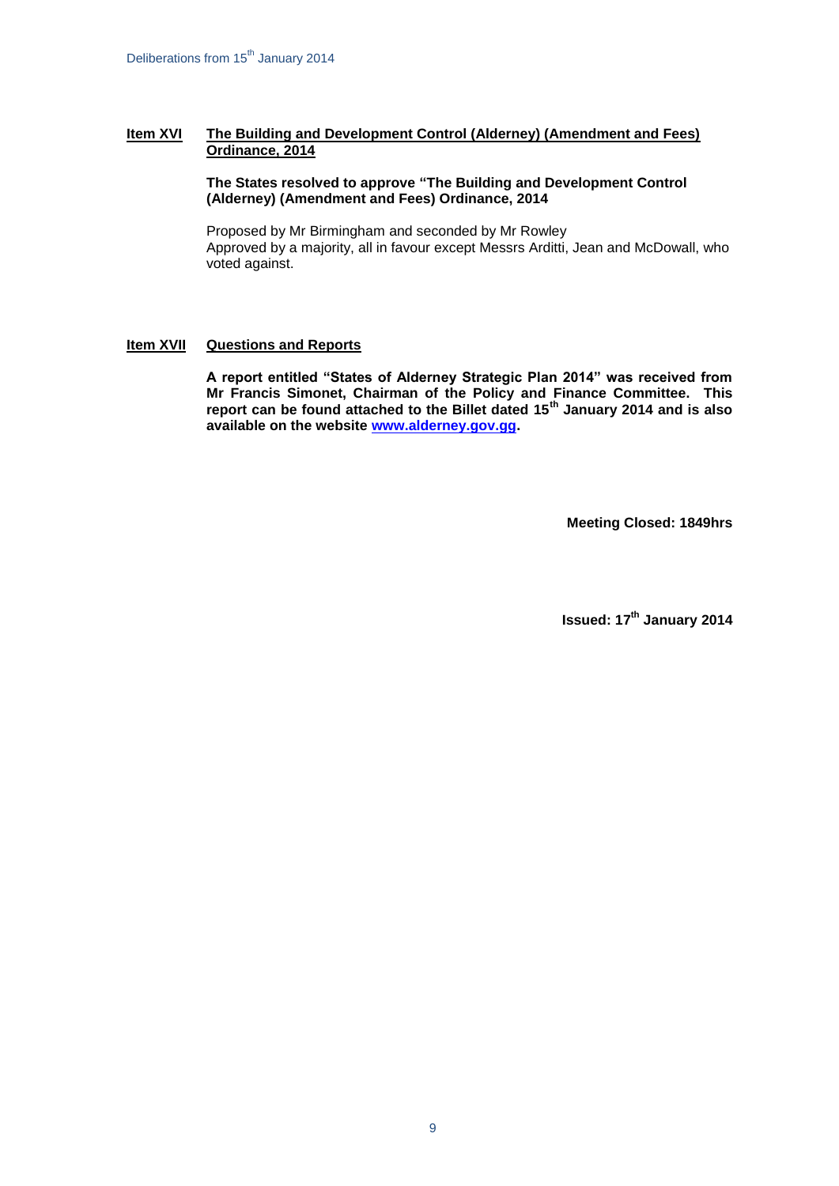**Item XVI** **The Building and Development Control (Alderney) (Amendment and Fees) Ordinance, 2014**

**The States resolved to approve "The Building and Development Control (Alderney) (Amendment and Fees) Ordinance, 2014**

Proposed by Mr Birmingham and seconded by Mr Rowley
Approved by a majority, all in favour except Messrs Arditti, Jean and McDowall, who voted against.

**Item XVII** **Questions and Reports**

**A report entitled "States of Alderney Strategic Plan 2014" was received from Mr Francis Simonet, Chairman of the Policy and Finance Committee. This report can be found attached to the Billet dated 15th January 2014 and is also available on the website [www.alderney.gov.gg](http://www.alderney.gov.gg).**

**Meeting Closed: 1849hrs**

**Issued: 17th January 2014**